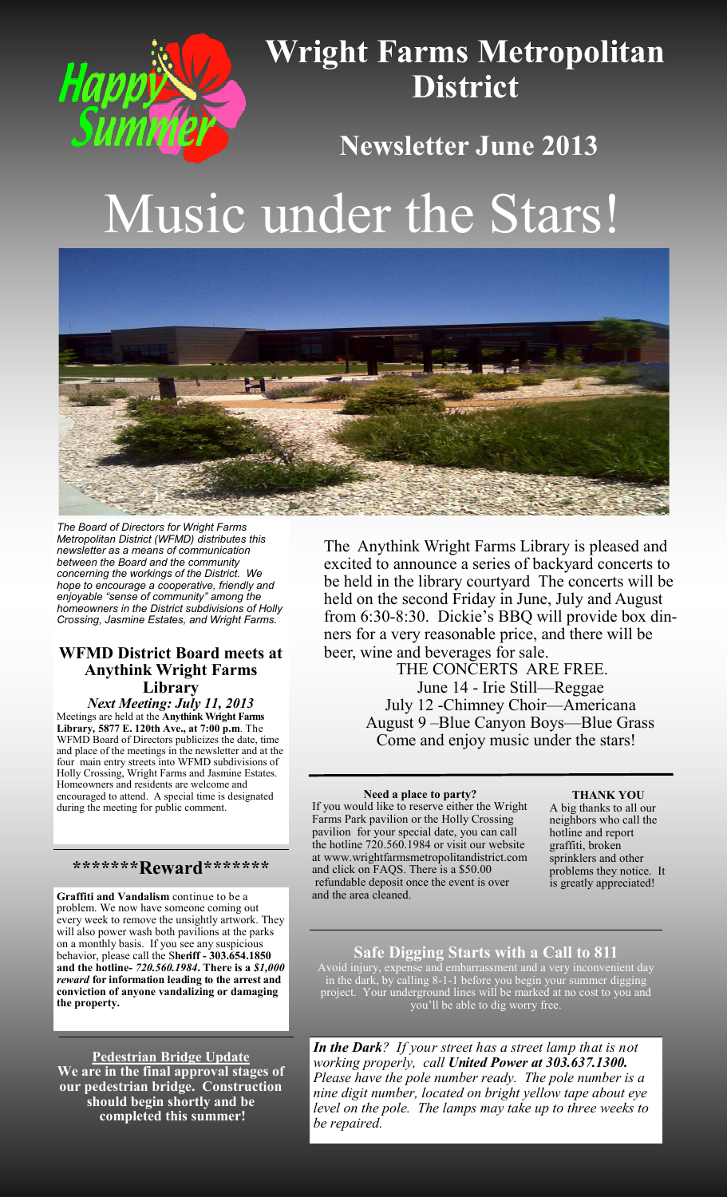# Wright Farms Metropolitan District

## Newsletter June 2013

# Music under the Stars!

*The Board of Directors for Wright Farms Metropolitan District (WFMD) distributes this newsletter as a means of communication between the Board and the community concerning the workings of the District. We hope to encourage a cooperative, friendly and enjoyable "sense of community" among the homeowners in the District subdivisions of Holly Crossing, Jasmine Estates, and Wright Farms.*

### WFMD District Board meets at Anythink Wright Farms Library

***Next Meeting: July 11, 2013***

Meetings are held at the **Anythink Wright Farms Library, 5877 E. 120th Ave., at 7:00 p.m**. The WFMD Board of Directors publicizes the date, time and place of the meetings in the newsletter and at the four main entry streets into WFMD subdivisions of Holly Crossing, Wright Farms and Jasmine Estates. Homeowners and residents are welcome and encouraged to attend. A special time is designated during the meeting for public comment.

### *******Reward*******

**Graffiti and Vandalism** continue to be a problem. We now have someone coming out every week to remove the unsightly artwork. They will also power wash both pavilions at the parks on a monthly basis. If you see any suspicious behavior, please call the S**heriff - 303.654.1850 and the hotline-** ***720.560.1984***. **There is a** ***$1,000 reward*** **for information leading to the arrest and conviction of anyone vandalizing or damaging the property.**

**Pedestrian Bridge Update**
**We are in the final approval stages of our pedestrian bridge. Construction should begin shortly and be completed this summer!**

The Anythink Wright Farms Library is pleased and excited to announce a series of backyard concerts to be held in the library courtyard The concerts will be held on the second Friday in June, July and August from 6:30-8:30. Dickie's BBQ will provide box dinners for a very reasonable price, and there will be beer, wine and beverages for sale.

THE CONCERTS ARE FREE.
June 14 - Irie Still—Reggae
July 12 -Chimney Choir—Americana
August 9 –Blue Canyon Boys—Blue Grass
Come and enjoy music under the stars!

**Need a place to party?**
If you would like to reserve either the Wright Farms Park pavilion or the Holly Crossing pavilion for your special date, you can call the hotline 720.560.1984 or visit our website at www.wrightfarmsmetropolitandistrict.com and click on FAQS. There is a $50.00 refundable deposit once the event is over and the area cleaned.

**THANK YOU**
A big thanks to all our neighbors who call the hotline and report graffiti, broken sprinklers and other problems they notice. It is greatly appreciated!

### Safe Digging Starts with a Call to 811

Avoid injury, expense and embarrassment and a very inconvenient day in the dark, by calling 8-1-1 before you begin your summer digging project. Your underground lines will be marked at no cost to you and you'll be able to dig worry free.

***In the Dark****? If your street has a street lamp that is not working properly, call* ***United Power at 303.637.1300.*** *Please have the pole number ready. The pole number is a nine digit number, located on bright yellow tape about eye level on the pole. The lamps may take up to three weeks to be repaired.*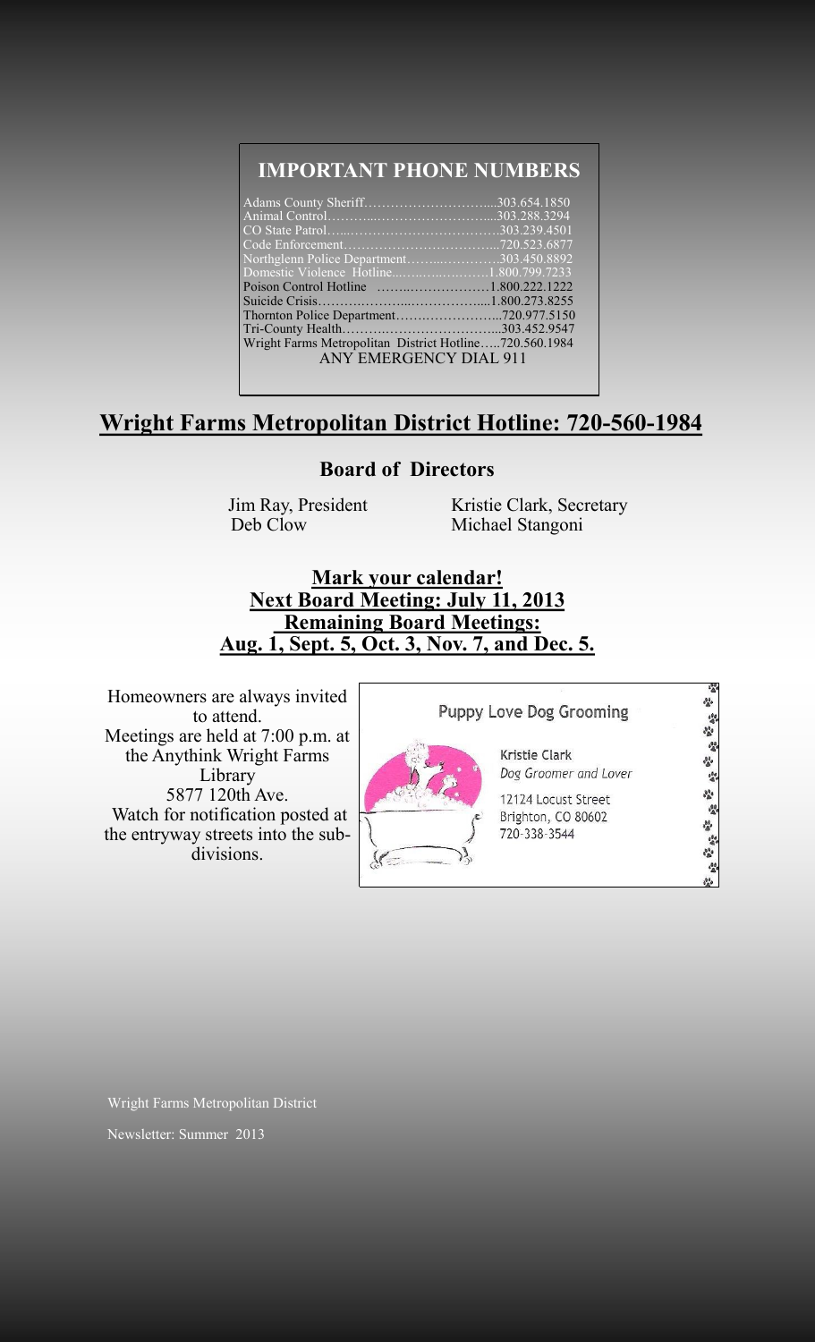## IMPORTANT PHONE NUMBERS

| | |
|---|---|
| Adams County Sheriff | 303.654.1850 |
| Animal Control | 303.288.3294 |
| CO State Patrol | 303.239.4501 |
| Code Enforcement | 720.523.6877 |
| Northglenn Police Department | 303.450.8892 |
| Domestic Violence Hotline | 1.800.799.7233 |
| Poison Control Hotline | 1.800.222.1222 |
| Suicide Crisis | 1.800.273.8255 |
| Thornton Police Department | 720.977.5150 |
| Tri-County Health | 303.452.9547 |
| Wright Farms Metropolitan District Hotline | 720.560.1984 |

ANY EMERGENCY DIAL 911

# Wright Farms Metropolitan District Hotline: 720-560-1984

## Board of Directors

Jim Ray, President
Kristie Clark, Secretary
Deb Clow
Michael Stangoni

## Mark your calendar!
## Next Board Meeting: July 11, 2013
## Remaining Board Meetings:
## Aug. 1, Sept. 5, Oct. 3, Nov. 7, and Dec. 5.

Homeowners are always invited to attend.
Meetings are held at 7:00 p.m. at the Anythink Wright Farms Library
5877 120th Ave.
Watch for notification posted at the entryway streets into the sub-divisions.

**Puppy Love Dog Grooming**

Kristie Clark
*Dog Groomer and Lover*

12124 Locust Street
Brighton, CO 80602
720-338-3544

Wright Farms Metropolitan District

Newsletter: Summer 2013